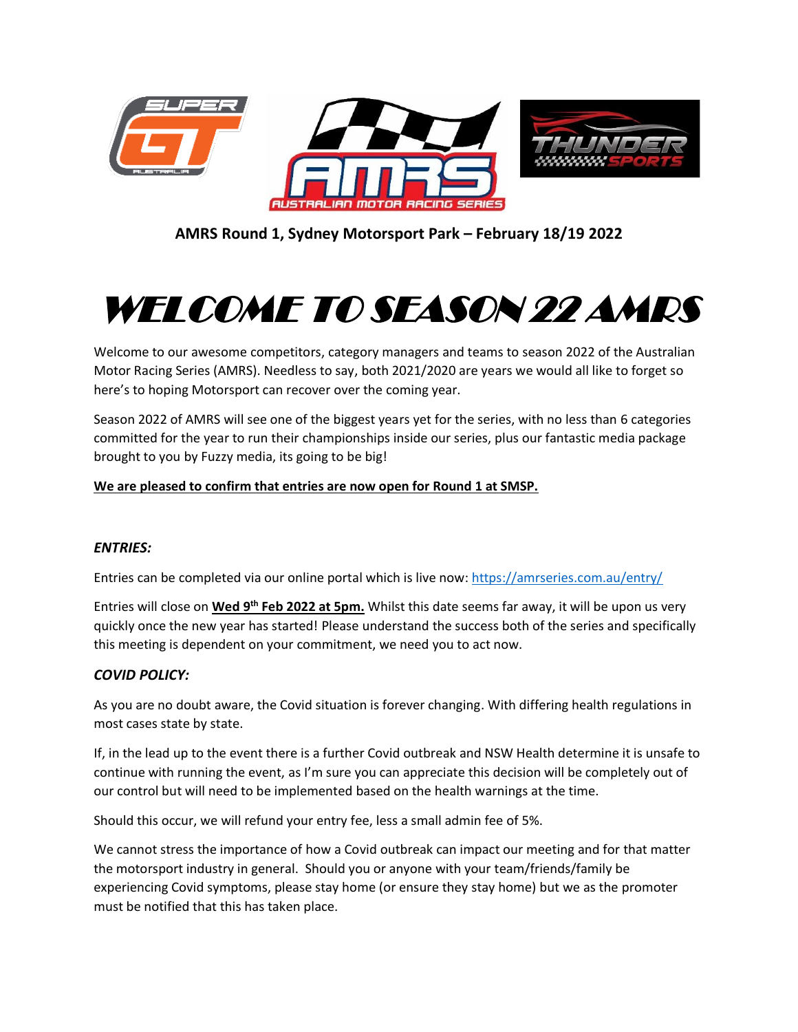**AMRS Round 1, Sydney Motorsport Park – February 18/19 2022**

# WELCOME TO SEASON 22 AMRS

Welcome to our awesome competitors, category managers and teams to season 2022 of the Australian Motor Racing Series (AMRS). Needless to say, both 2021/2020 are years we would all like to forget so here's to hoping Motorsport can recover over the coming year.

Season 2022 of AMRS will see one of the biggest years yet for the series, with no less than 6 categories committed for the year to run their championships inside our series, plus our fantastic media package brought to you by Fuzzy media, its going to be big!

**We are pleased to confirm that entries are now open for Round 1 at SMSP.**

### *ENTRIES:*

Entries can be completed via our online portal which is live now: https://amrseries.com.au/entry/

Entries will close on **Wed 9th Feb 2022 at 5pm.** Whilst this date seems far away, it will be upon us very quickly once the new year has started! Please understand the success both of the series and specifically this meeting is dependent on your commitment, we need you to act now.

### *COVID POLICY:*

As you are no doubt aware, the Covid situation is forever changing. With differing health regulations in most cases state by state.

If, in the lead up to the event there is a further Covid outbreak and NSW Health determine it is unsafe to continue with running the event, as I'm sure you can appreciate this decision will be completely out of our control but will need to be implemented based on the health warnings at the time.

Should this occur, we will refund your entry fee, less a small admin fee of 5%.

We cannot stress the importance of how a Covid outbreak can impact our meeting and for that matter the motorsport industry in general. Should you or anyone with your team/friends/family be experiencing Covid symptoms, please stay home (or ensure they stay home) but we as the promoter must be notified that this has taken place.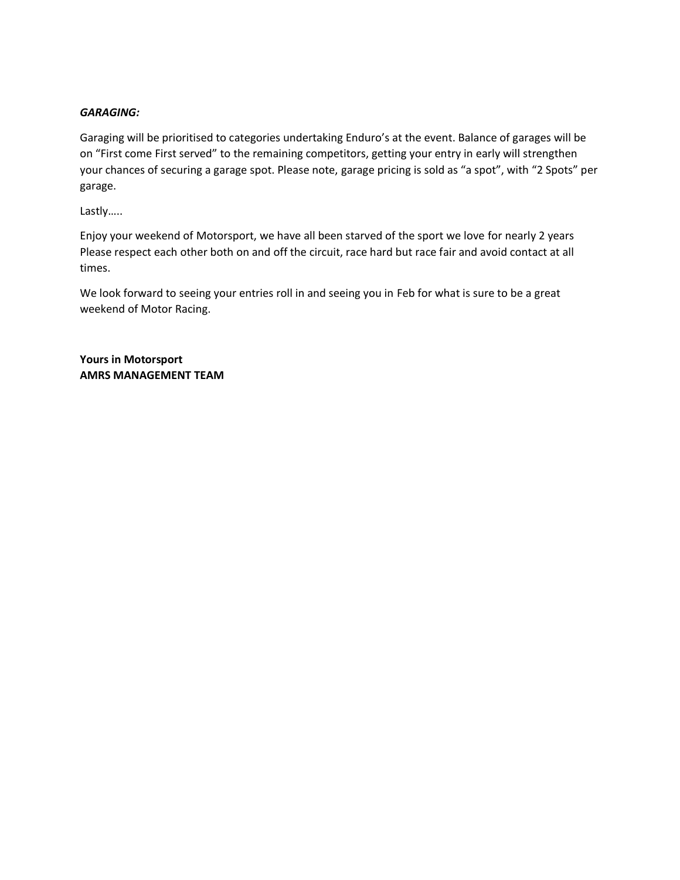***GARAGING:***

Garaging will be prioritised to categories undertaking Enduro's at the event. Balance of garages will be on "First come First served" to the remaining competitors, getting your entry in early will strengthen your chances of securing a garage spot. Please note, garage pricing is sold as "a spot", with "2 Spots" per garage.

Lastly…..

Enjoy your weekend of Motorsport, we have all been starved of the sport we love for nearly 2 years Please respect each other both on and off the circuit, race hard but race fair and avoid contact at all times.

We look forward to seeing your entries roll in and seeing you in Feb for what is sure to be a great weekend of Motor Racing.

**Yours in Motorsport**
**AMRS MANAGEMENT TEAM**